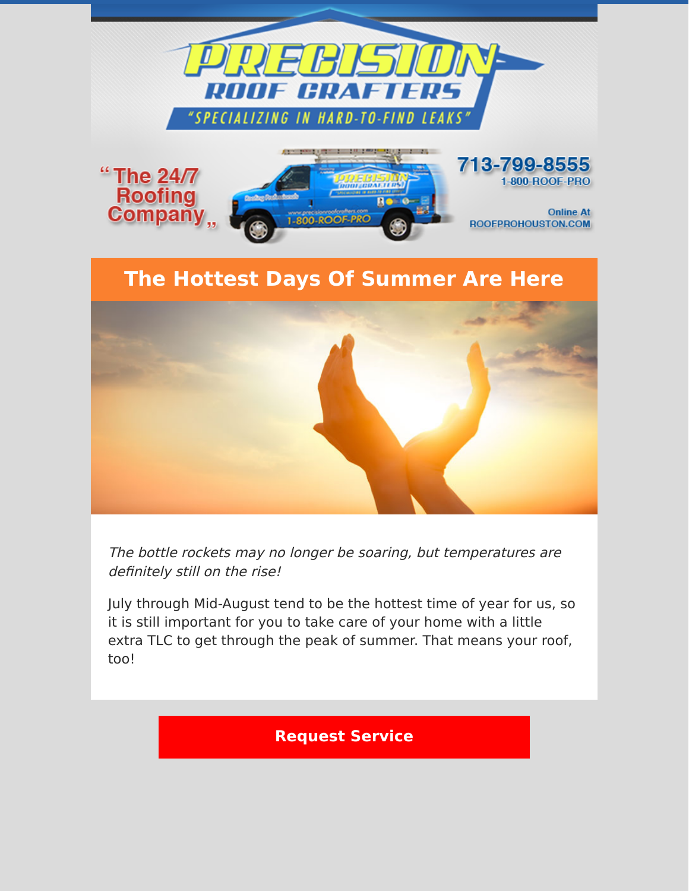# PRECISION ROOF CRAFTERS

"SPECIALIZING IN HARD-TO-FIND LEAKS"

"The 24/7 Roofing Company"

713-799-8555
1-800-ROOF-PRO

Online At
ROOFPROHOUSTON.COM

## The Hottest Days Of Summer Are Here

*The bottle rockets may no longer be soaring, but temperatures are definitely still on the rise!*

July through Mid-August tend to be the hottest time of year for us, so it is still important for you to take care of your home with a little extra TLC to get through the peak of summer. That means your roof, too!

**Request Service**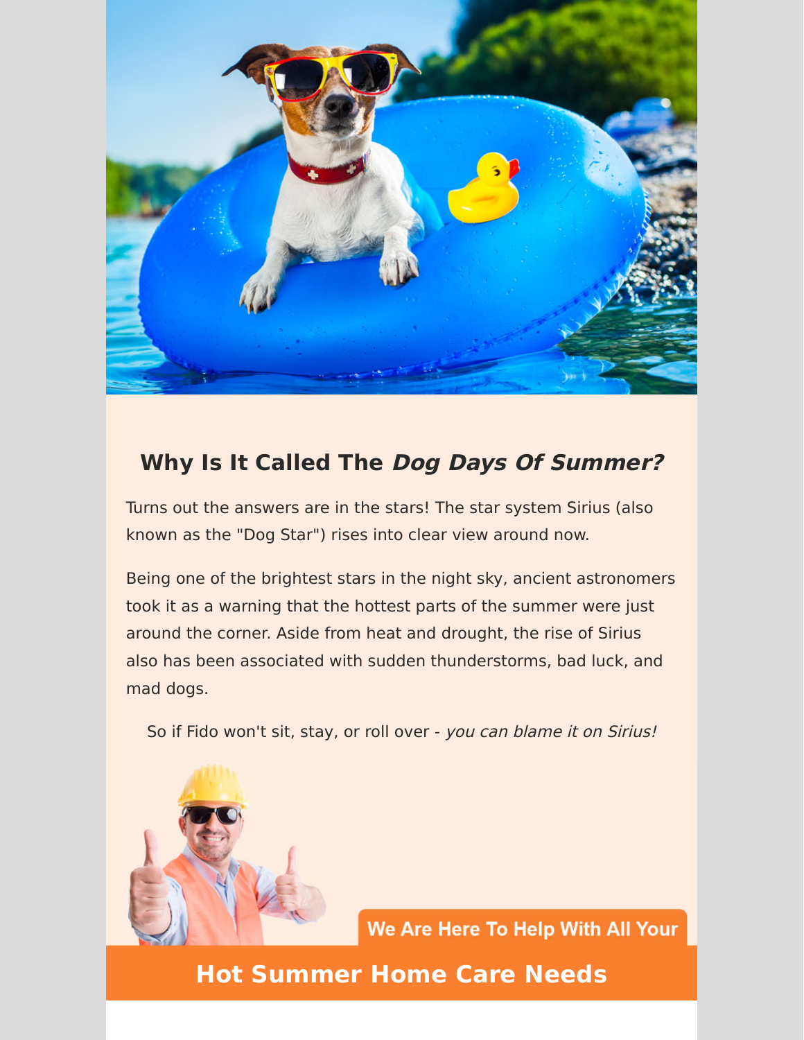## Why Is It Called The *Dog Days Of Summer?*

Turns out the answers are in the stars! The star system Sirius (also known as the "Dog Star") rises into clear view around now.

Being one of the brightest stars in the night sky, ancient astronomers took it as a warning that the hottest parts of the summer were just around the corner. Aside from heat and drought, the rise of Sirius also has been associated with sudden thunderstorms, bad luck, and mad dogs.

So if Fido won't sit, stay, or roll over - *you can blame it on Sirius!*

We Are Here To Help With All Your

## Hot Summer Home Care Needs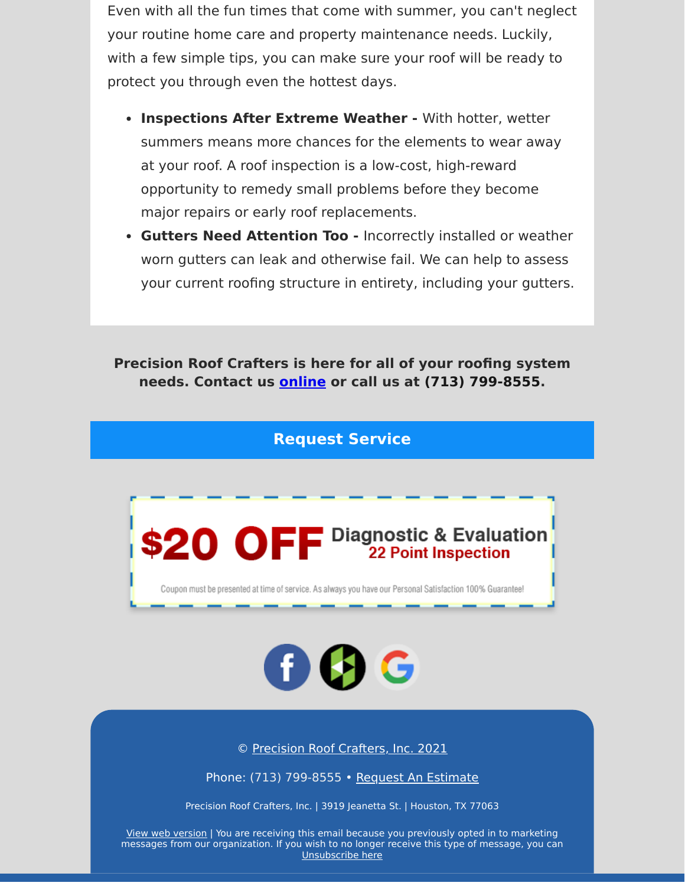Even with all the fun times that come with summer, you can't neglect your routine home care and property maintenance needs. Luckily, with a few simple tips, you can make sure your roof will be ready to protect you through even the hottest days.

- **Inspections After Extreme Weather -** With hotter, wetter summers means more chances for the elements to wear away at your roof. A roof inspection is a low-cost, high-reward opportunity to remedy small problems before they become major repairs or early roof replacements.
- **Gutters Need Attention Too -** Incorrectly installed or weather worn gutters can leak and otherwise fail. We can help to assess your current roofing structure in entirety, including your gutters.

**Precision Roof Crafters is here for all of your roofing system needs. Contact us online or call us at (713) 799-8555.**

**Request Service**

$20 OFF Diagnostic & Evaluation
22 Point Inspection

Coupon must be presented at time of service. As always you have our Personal Satisfaction 100% Guarantee!

© Precision Roof Crafters, Inc. 2021

Phone: (713) 799-8555 • Request An Estimate

Precision Roof Crafters, Inc. | 3919 Jeanetta St. | Houston, TX 77063

View web version | You are receiving this email because you previously opted in to marketing messages from our organization. If you wish to no longer receive this type of message, you can Unsubscribe here